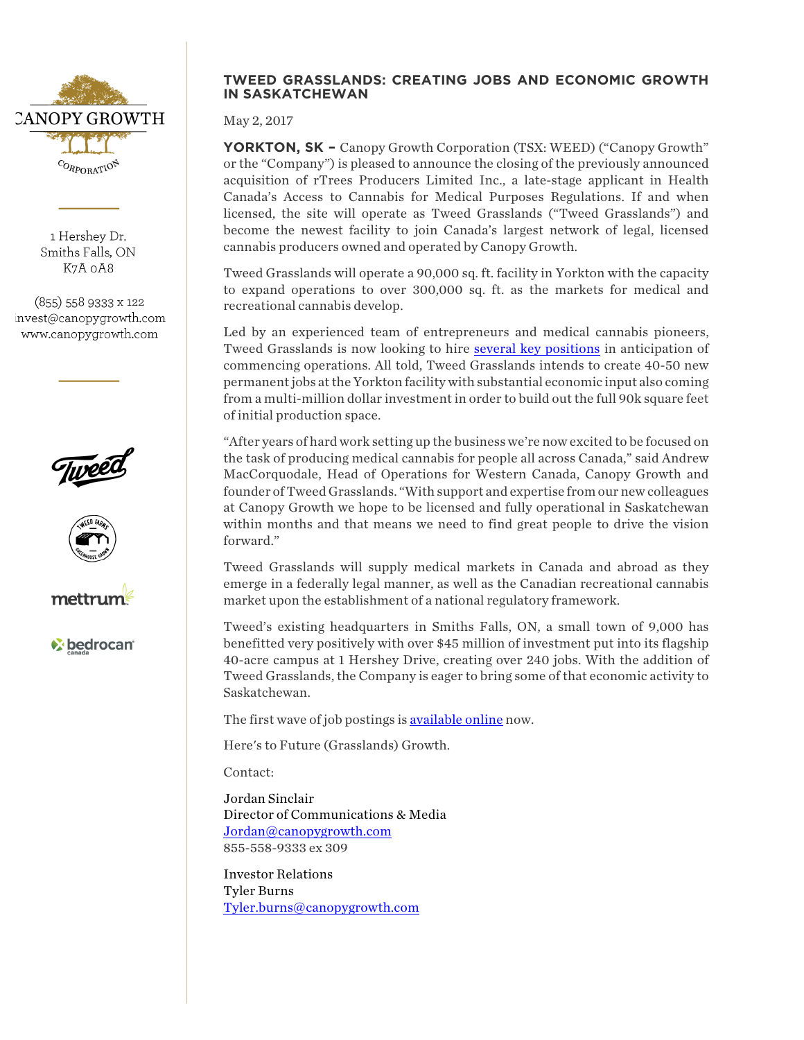CANOPY GROWTH CORPORATION

1 Hershey Dr.
Smiths Falls, ON
K7A 0A8

(855) 558 9333 x 122
invest@canopygrowth.com
www.canopygrowth.com

# TWEED GRASSLANDS: CREATING JOBS AND ECONOMIC GROWTH IN SASKATCHEWAN

May 2, 2017

**YORKTON, SK –** Canopy Growth Corporation (TSX: WEED) ("Canopy Growth" or the "Company") is pleased to announce the closing of the previously announced acquisition of rTrees Producers Limited Inc., a late-stage applicant in Health Canada's Access to Cannabis for Medical Purposes Regulations. If and when licensed, the site will operate as Tweed Grasslands ("Tweed Grasslands") and become the newest facility to join Canada's largest network of legal, licensed cannabis producers owned and operated by Canopy Growth.

Tweed Grasslands will operate a 90,000 sq. ft. facility in Yorkton with the capacity to expand operations to over 300,000 sq. ft. as the markets for medical and recreational cannabis develop.

Led by an experienced team of entrepreneurs and medical cannabis pioneers, Tweed Grasslands is now looking to hire several key positions in anticipation of commencing operations. All told, Tweed Grasslands intends to create 40-50 new permanent jobs at the Yorkton facility with substantial economic input also coming from a multi-million dollar investment in order to build out the full 90k square feet of initial production space.

"After years of hard work setting up the business we're now excited to be focused on the task of producing medical cannabis for people all across Canada," said Andrew MacCorquodale, Head of Operations for Western Canada, Canopy Growth and founder of Tweed Grasslands. "With support and expertise from our new colleagues at Canopy Growth we hope to be licensed and fully operational in Saskatchewan within months and that means we need to find great people to drive the vision forward."

Tweed Grasslands will supply medical markets in Canada and abroad as they emerge in a federally legal manner, as well as the Canadian recreational cannabis market upon the establishment of a national regulatory framework.

Tweed's existing headquarters in Smiths Falls, ON, a small town of 9,000 has benefitted very positively with over $45 million of investment put into its flagship 40-acre campus at 1 Hershey Drive, creating over 240 jobs. With the addition of Tweed Grasslands, the Company is eager to bring some of that economic activity to Saskatchewan.

The first wave of job postings is available online now.

Here's to Future (Grasslands) Growth.

Contact:

Jordan Sinclair
Director of Communications & Media
Jordan@canopygrowth.com
855-558-9333 ex 309

Investor Relations
Tyler Burns
Tyler.burns@canopygrowth.com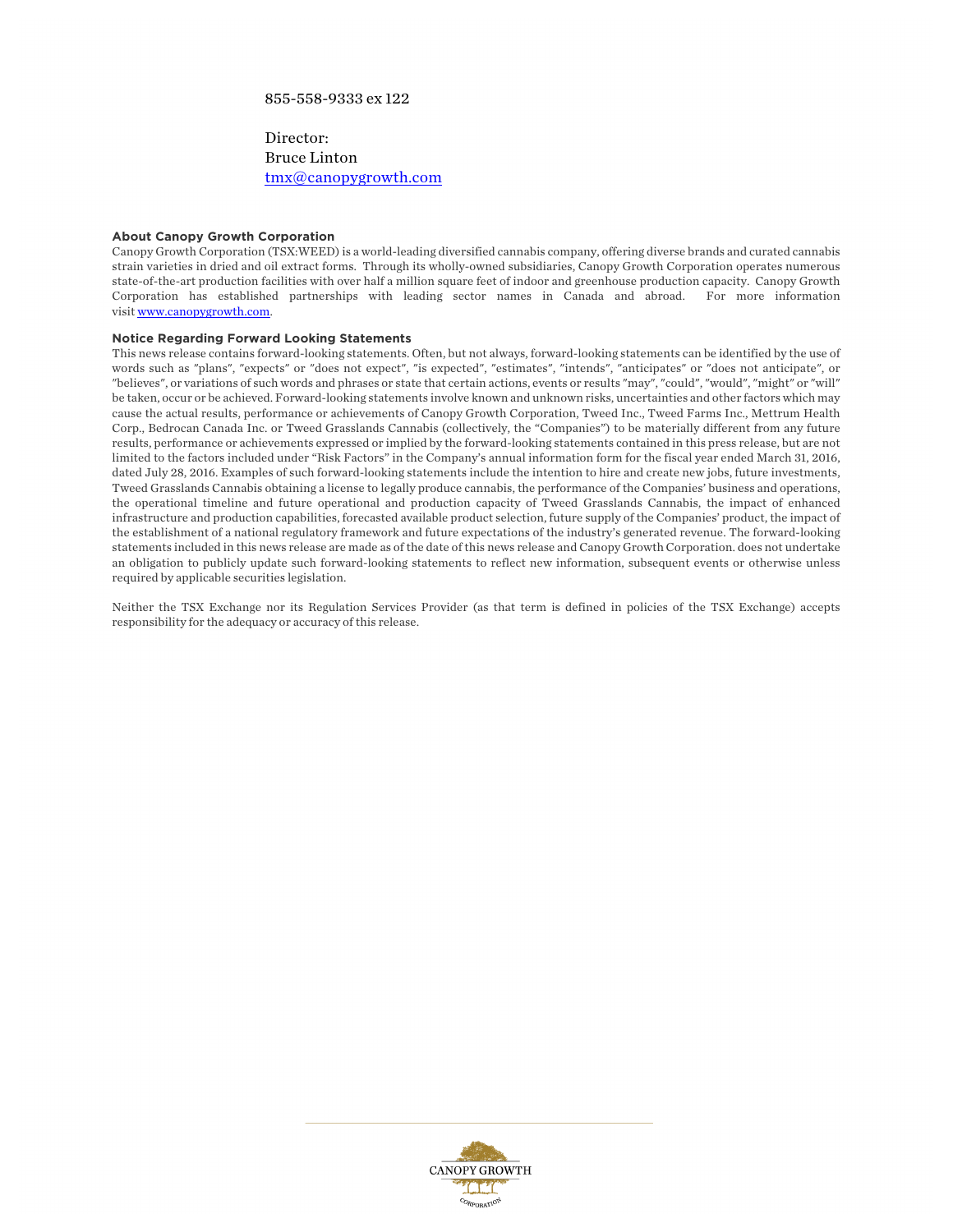855-558-9333 ex 122

Director:
Bruce Linton
tmx@canopygrowth.com

**About Canopy Growth Corporation**

Canopy Growth Corporation (TSX:WEED) is a world-leading diversified cannabis company, offering diverse brands and curated cannabis strain varieties in dried and oil extract forms. Through its wholly-owned subsidiaries, Canopy Growth Corporation operates numerous state-of-the-art production facilities with over half a million square feet of indoor and greenhouse production capacity. Canopy Growth Corporation has established partnerships with leading sector names in Canada and abroad. For more information visit www.canopygrowth.com.

**Notice Regarding Forward Looking Statements**

This news release contains forward-looking statements. Often, but not always, forward-looking statements can be identified by the use of words such as "plans", "expects" or "does not expect", "is expected", "estimates", "intends", "anticipates" or "does not anticipate", or "believes", or variations of such words and phrases or state that certain actions, events or results "may", "could", "would", "might" or "will" be taken, occur or be achieved. Forward-looking statements involve known and unknown risks, uncertainties and other factors which may cause the actual results, performance or achievements of Canopy Growth Corporation, Tweed Inc., Tweed Farms Inc., Mettrum Health Corp., Bedrocan Canada Inc. or Tweed Grasslands Cannabis (collectively, the "Companies") to be materially different from any future results, performance or achievements expressed or implied by the forward-looking statements contained in this press release, but are not limited to the factors included under "Risk Factors" in the Company's annual information form for the fiscal year ended March 31, 2016, dated July 28, 2016. Examples of such forward-looking statements include the intention to hire and create new jobs, future investments, Tweed Grasslands Cannabis obtaining a license to legally produce cannabis, the performance of the Companies' business and operations, the operational timeline and future operational and production capacity of Tweed Grasslands Cannabis, the impact of enhanced infrastructure and production capabilities, forecasted available product selection, future supply of the Companies' product, the impact of the establishment of a national regulatory framework and future expectations of the industry's generated revenue. The forward-looking statements included in this news release are made as of the date of this news release and Canopy Growth Corporation. does not undertake an obligation to publicly update such forward-looking statements to reflect new information, subsequent events or otherwise unless required by applicable securities legislation.

Neither the TSX Exchange nor its Regulation Services Provider (as that term is defined in policies of the TSX Exchange) accepts responsibility for the adequacy or accuracy of this release.